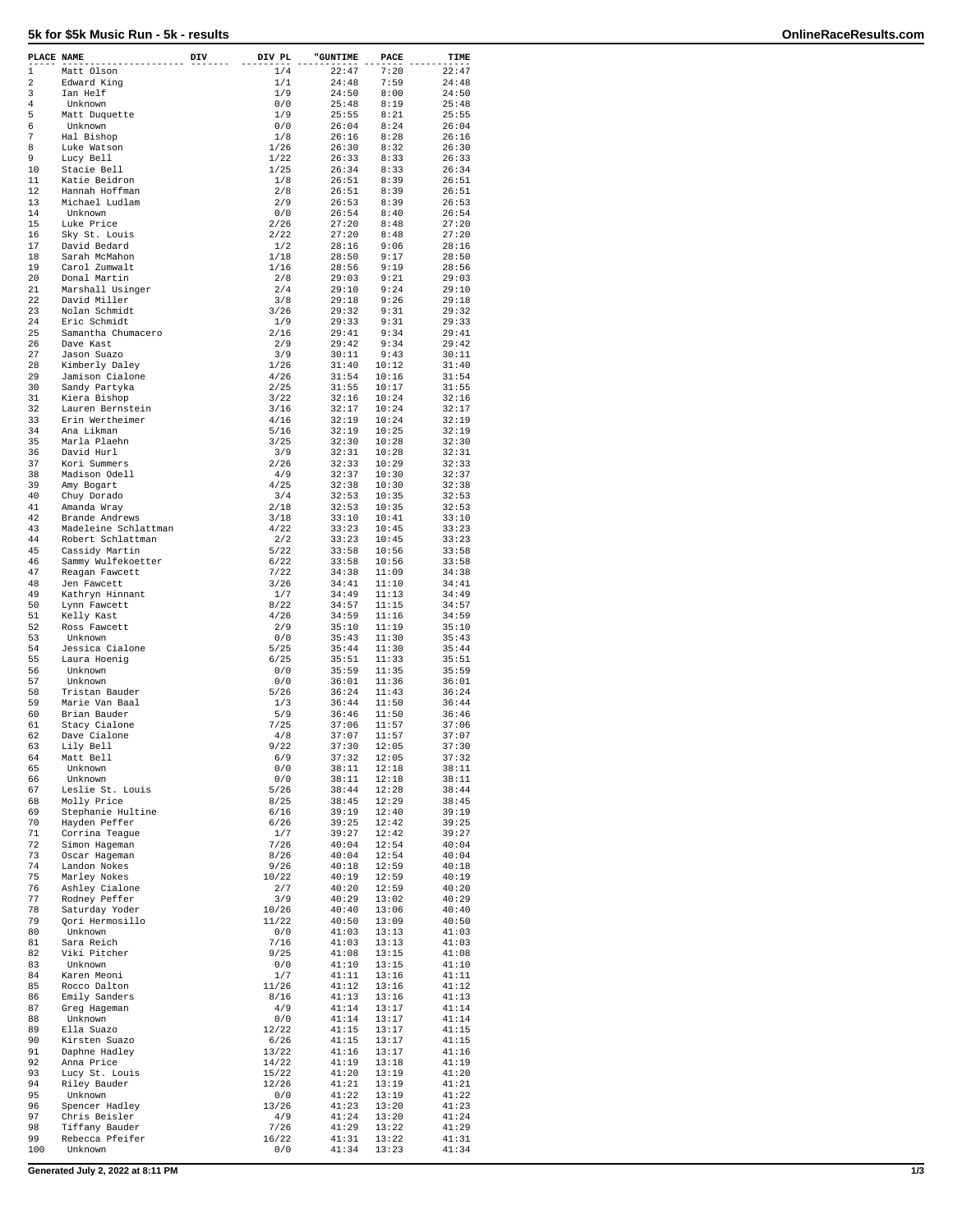# 5k for $5k Music Run - 5k - results

| PLACE | NAME | DIV | DIV PL | "GUNTIME | PACE | TIME |
|---|---|---|---|---|---|---|
| 1 | Matt Olson | | 1/4 | 22:47 | 7:20 | 22:47 |
| 2 | Edward King | | 1/1 | 24:48 | 7:59 | 24:48 |
| 3 | Ian Helf | | 1/9 | 24:50 | 8:00 | 24:50 |
| 4 | Unknown | | 0/0 | 25:48 | 8:19 | 25:48 |
| 5 | Matt Duquette | | 1/9 | 25:55 | 8:21 | 25:55 |
| 6 | Unknown | | 0/0 | 26:04 | 8:24 | 26:04 |
| 7 | Hal Bishop | | 1/8 | 26:16 | 8:28 | 26:16 |
| 8 | Luke Watson | | 1/26 | 26:30 | 8:32 | 26:30 |
| 9 | Lucy Bell | | 1/22 | 26:33 | 8:33 | 26:33 |
| 10 | Stacie Bell | | 1/25 | 26:34 | 8:33 | 26:34 |
| 11 | Katie Beidron | | 1/8 | 26:51 | 8:39 | 26:51 |
| 12 | Hannah Hoffman | | 2/8 | 26:51 | 8:39 | 26:51 |
| 13 | Michael Ludlam | | 2/9 | 26:53 | 8:39 | 26:53 |
| 14 | Unknown | | 0/0 | 26:54 | 8:40 | 26:54 |
| 15 | Luke Price | | 2/26 | 27:20 | 8:48 | 27:20 |
| 16 | Sky St. Louis | | 2/22 | 27:20 | 8:48 | 27:20 |
| 17 | David Bedard | | 1/2 | 28:16 | 9:06 | 28:16 |
| 18 | Sarah McMahon | | 1/18 | 28:50 | 9:17 | 28:50 |
| 19 | Carol Zumwalt | | 1/16 | 28:56 | 9:19 | 28:56 |
| 20 | Donal Martin | | 2/8 | 29:03 | 9:21 | 29:03 |
| 21 | Marshall Usinger | | 2/4 | 29:10 | 9:24 | 29:10 |
| 22 | David Miller | | 3/8 | 29:18 | 9:26 | 29:18 |
| 23 | Nolan Schmidt | | 3/26 | 29:32 | 9:31 | 29:32 |
| 24 | Eric Schmidt | | 1/9 | 29:33 | 9:31 | 29:33 |
| 25 | Samantha Chumacero | | 2/16 | 29:41 | 9:34 | 29:41 |
| 26 | Dave Kast | | 2/9 | 29:42 | 9:34 | 29:42 |
| 27 | Jason Suazo | | 3/9 | 30:11 | 9:43 | 30:11 |
| 28 | Kimberly Daley | | 1/26 | 31:40 | 10:12 | 31:40 |
| 29 | Jamison Cialone | | 4/26 | 31:54 | 10:16 | 31:54 |
| 30 | Sandy Partyka | | 2/25 | 31:55 | 10:17 | 31:55 |
| 31 | Kiera Bishop | | 3/22 | 32:16 | 10:24 | 32:16 |
| 32 | Lauren Bernstein | | 3/16 | 32:17 | 10:24 | 32:17 |
| 33 | Erin Wertheimer | | 4/16 | 32:19 | 10:24 | 32:19 |
| 34 | Ana Likman | | 5/16 | 32:19 | 10:25 | 32:19 |
| 35 | Marla Plaehn | | 3/25 | 32:30 | 10:28 | 32:30 |
| 36 | David Hurl | | 3/9 | 32:31 | 10:28 | 32:31 |
| 37 | Kori Summers | | 2/26 | 32:33 | 10:29 | 32:33 |
| 38 | Madison Odell | | 4/9 | 32:37 | 10:30 | 32:37 |
| 39 | Amy Bogart | | 4/25 | 32:38 | 10:30 | 32:38 |
| 40 | Chuy Dorado | | 3/4 | 32:53 | 10:35 | 32:53 |
| 41 | Amanda Wray | | 2/18 | 32:53 | 10:35 | 32:53 |
| 42 | Brande Andrews | | 3/18 | 33:10 | 10:41 | 33:10 |
| 43 | Madeleine Schlattman | | 4/22 | 33:23 | 10:45 | 33:23 |
| 44 | Robert Schlattman | | 2/2 | 33:23 | 10:45 | 33:23 |
| 45 | Cassidy Martin | | 5/22 | 33:58 | 10:56 | 33:58 |
| 46 | Sammy Wulfekoetter | | 6/22 | 33:58 | 10:56 | 33:58 |
| 47 | Reagan Fawcett | | 7/22 | 34:38 | 11:09 | 34:38 |
| 48 | Jen Fawcett | | 3/26 | 34:41 | 11:10 | 34:41 |
| 49 | Kathryn Hinnant | | 1/7 | 34:49 | 11:13 | 34:49 |
| 50 | Lynn Fawcett | | 8/22 | 34:57 | 11:15 | 34:57 |
| 51 | Kelly Kast | | 4/26 | 34:59 | 11:16 | 34:59 |
| 52 | Ross Fawcett | | 2/9 | 35:10 | 11:19 | 35:10 |
| 53 | Unknown | | 0/0 | 35:43 | 11:30 | 35:43 |
| 54 | Jessica Cialone | | 5/25 | 35:44 | 11:30 | 35:44 |
| 55 | Laura Hoenig | | 6/25 | 35:51 | 11:33 | 35:51 |
| 56 | Unknown | | 0/0 | 35:59 | 11:35 | 35:59 |
| 57 | Unknown | | 0/0 | 36:01 | 11:36 | 36:01 |
| 58 | Tristan Bauder | | 5/26 | 36:24 | 11:43 | 36:24 |
| 59 | Marie Van Baal | | 1/3 | 36:44 | 11:50 | 36:44 |
| 60 | Brian Bauder | | 5/9 | 36:46 | 11:50 | 36:46 |
| 61 | Stacy Cialone | | 7/25 | 37:06 | 11:57 | 37:06 |
| 62 | Dave Cialone | | 4/8 | 37:07 | 11:57 | 37:07 |
| 63 | Lily Bell | | 9/22 | 37:30 | 12:05 | 37:30 |
| 64 | Matt Bell | | 6/9 | 37:32 | 12:05 | 37:32 |
| 65 | Unknown | | 0/0 | 38:11 | 12:18 | 38:11 |
| 66 | Unknown | | 0/0 | 38:11 | 12:18 | 38:11 |
| 67 | Leslie St. Louis | | 5/26 | 38:44 | 12:28 | 38:44 |
| 68 | Molly Price | | 8/25 | 38:45 | 12:29 | 38:45 |
| 69 | Stephanie Hultine | | 6/16 | 39:19 | 12:40 | 39:19 |
| 70 | Hayden Peffer | | 6/26 | 39:25 | 12:42 | 39:25 |
| 71 | Corrina Teague | | 1/7 | 39:27 | 12:42 | 39:27 |
| 72 | Simon Hageman | | 7/26 | 40:04 | 12:54 | 40:04 |
| 73 | Oscar Hageman | | 8/26 | 40:04 | 12:54 | 40:04 |
| 74 | Landon Nokes | | 9/26 | 40:18 | 12:59 | 40:18 |
| 75 | Marley Nokes | | 10/22 | 40:19 | 12:59 | 40:19 |
| 76 | Ashley Cialone | | 2/7 | 40:20 | 12:59 | 40:20 |
| 77 | Rodney Peffer | | 3/9 | 40:29 | 13:02 | 40:29 |
| 78 | Saturday Yoder | | 10/26 | 40:40 | 13:06 | 40:40 |
| 79 | Qori Hermosillo | | 11/22 | 40:50 | 13:09 | 40:50 |
| 80 | Unknown | | 0/0 | 41:03 | 13:13 | 41:03 |
| 81 | Sara Reich | | 7/16 | 41:03 | 13:13 | 41:03 |
| 82 | Viki Pitcher | | 9/25 | 41:08 | 13:15 | 41:08 |
| 83 | Unknown | | 0/0 | 41:10 | 13:15 | 41:10 |
| 84 | Karen Meoni | | 1/7 | 41:11 | 13:16 | 41:11 |
| 85 | Rocco Dalton | | 11/26 | 41:12 | 13:16 | 41:12 |
| 86 | Emily Sanders | | 8/16 | 41:13 | 13:16 | 41:13 |
| 87 | Greg Hageman | | 4/9 | 41:14 | 13:17 | 41:14 |
| 88 | Unknown | | 0/0 | 41:14 | 13:17 | 41:14 |
| 89 | Ella Suazo | | 12/22 | 41:15 | 13:17 | 41:15 |
| 90 | Kirsten Suazo | | 6/26 | 41:15 | 13:17 | 41:15 |
| 91 | Daphne Hadley | | 13/22 | 41:16 | 13:17 | 41:16 |
| 92 | Anna Price | | 14/22 | 41:19 | 13:18 | 41:19 |
| 93 | Lucy St. Louis | | 15/22 | 41:20 | 13:19 | 41:20 |
| 94 | Riley Bauder | | 12/26 | 41:21 | 13:19 | 41:21 |
| 95 | Unknown | | 0/0 | 41:22 | 13:19 | 41:22 |
| 96 | Spencer Hadley | | 13/26 | 41:23 | 13:20 | 41:23 |
| 97 | Chris Beisler | | 4/9 | 41:24 | 13:20 | 41:24 |
| 98 | Tiffany Bauder | | 7/26 | 41:29 | 13:22 | 41:29 |
| 99 | Rebecca Pfeifer | | 16/22 | 41:31 | 13:22 | 41:31 |
| 100 | Unknown | | 0/0 | 41:34 | 13:23 | 41:34 |

Generated July 2, 2022 at 8:11 PM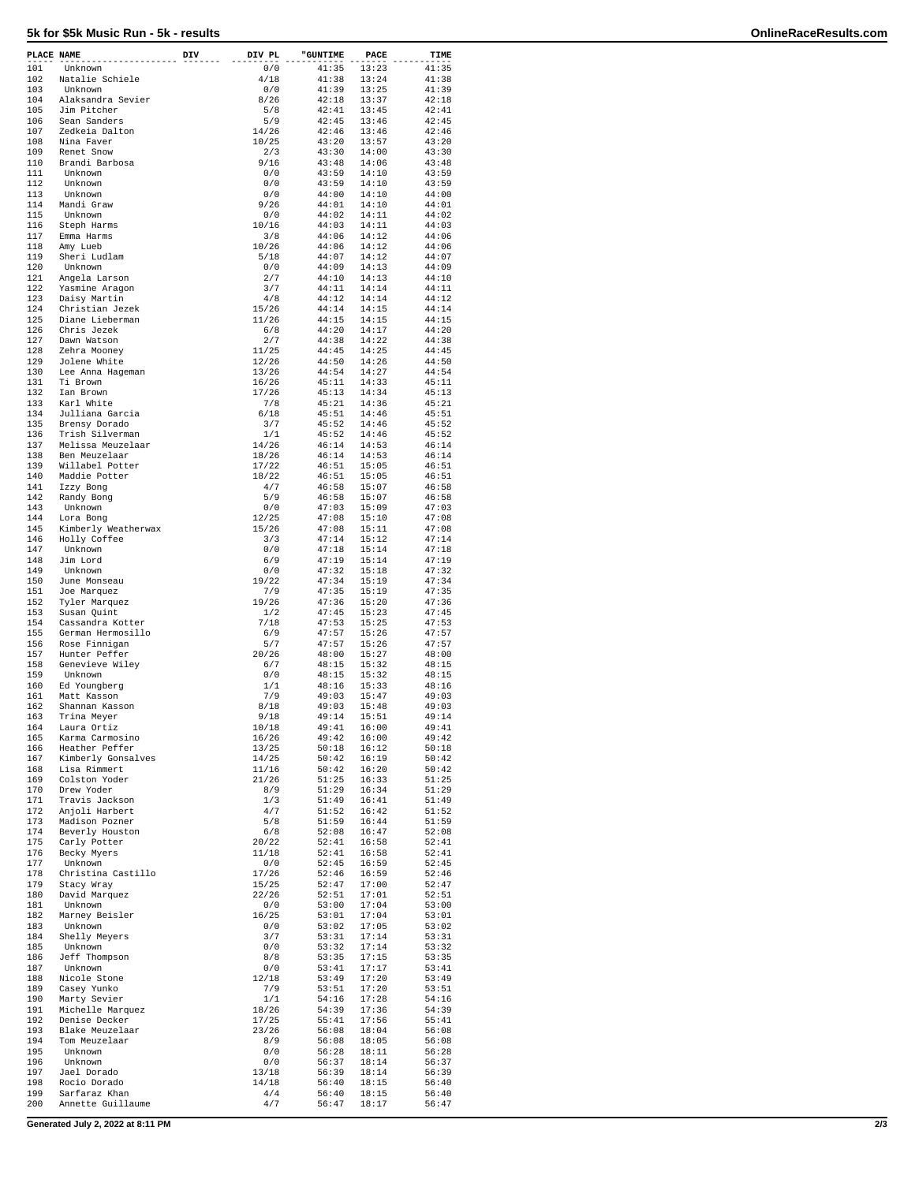# 5k for $5k Music Run - 5k - results

| PLACE | NAME | DIV | DIV PL | "GUNTIME | PACE | TIME |
|---|---|---|---|---|---|---|
| 101 | Unknown | | 0/0 | 41:35 | 13:23 | 41:35 |
| 102 | Natalie Schiele | | 4/18 | 41:38 | 13:24 | 41:38 |
| 103 | Unknown | | 0/0 | 41:39 | 13:25 | 41:39 |
| 104 | Alaksandra Sevier | | 8/26 | 42:18 | 13:37 | 42:18 |
| 105 | Jim Pitcher | | 5/8 | 42:41 | 13:45 | 42:41 |
| 106 | Sean Sanders | | 5/9 | 42:45 | 13:46 | 42:45 |
| 107 | Zedkeia Dalton | | 14/26 | 42:46 | 13:46 | 42:46 |
| 108 | Nina Faver | | 10/25 | 43:20 | 13:57 | 43:20 |
| 109 | Renet Snow | | 2/3 | 43:30 | 14:00 | 43:30 |
| 110 | Brandi Barbosa | | 9/16 | 43:48 | 14:06 | 43:48 |
| 111 | Unknown | | 0/0 | 43:59 | 14:10 | 43:59 |
| 112 | Unknown | | 0/0 | 43:59 | 14:10 | 43:59 |
| 113 | Unknown | | 0/0 | 44:00 | 14:10 | 44:00 |
| 114 | Mandi Graw | | 9/26 | 44:01 | 14:10 | 44:01 |
| 115 | Unknown | | 0/0 | 44:02 | 14:11 | 44:02 |
| 116 | Steph Harms | | 10/16 | 44:03 | 14:11 | 44:03 |
| 117 | Emma Harms | | 3/8 | 44:06 | 14:12 | 44:06 |
| 118 | Amy Lueb | | 10/26 | 44:06 | 14:12 | 44:06 |
| 119 | Sheri Ludlam | | 5/18 | 44:07 | 14:12 | 44:07 |
| 120 | Unknown | | 0/0 | 44:09 | 14:13 | 44:09 |
| 121 | Angela Larson | | 2/7 | 44:10 | 14:13 | 44:10 |
| 122 | Yasmine Aragon | | 3/7 | 44:11 | 14:14 | 44:11 |
| 123 | Daisy Martin | | 4/8 | 44:12 | 14:14 | 44:12 |
| 124 | Christian Jezek | | 15/26 | 44:14 | 14:15 | 44:14 |
| 125 | Diane Lieberman | | 11/26 | 44:15 | 14:15 | 44:15 |
| 126 | Chris Jezek | | 6/8 | 44:20 | 14:17 | 44:20 |
| 127 | Dawn Watson | | 2/7 | 44:38 | 14:22 | 44:38 |
| 128 | Zehra Mooney | | 11/25 | 44:45 | 14:25 | 44:45 |
| 129 | Jolene White | | 12/26 | 44:50 | 14:26 | 44:50 |
| 130 | Lee Anna Hageman | | 13/26 | 44:54 | 14:27 | 44:54 |
| 131 | Ti Brown | | 16/26 | 45:11 | 14:33 | 45:11 |
| 132 | Ian Brown | | 17/26 | 45:13 | 14:34 | 45:13 |
| 133 | Karl White | | 7/8 | 45:21 | 14:36 | 45:21 |
| 134 | Julliana Garcia | | 6/18 | 45:51 | 14:46 | 45:51 |
| 135 | Brensy Dorado | | 3/7 | 45:52 | 14:46 | 45:52 |
| 136 | Trish Silverman | | 1/1 | 45:52 | 14:46 | 45:52 |
| 137 | Melissa Meuzelaar | | 14/26 | 46:14 | 14:53 | 46:14 |
| 138 | Ben Meuzelaar | | 18/26 | 46:14 | 14:53 | 46:14 |
| 139 | Willabel Potter | | 17/22 | 46:51 | 15:05 | 46:51 |
| 140 | Maddie Potter | | 18/22 | 46:51 | 15:05 | 46:51 |
| 141 | Izzy Bong | | 4/7 | 46:58 | 15:07 | 46:58 |
| 142 | Randy Bong | | 5/9 | 46:58 | 15:07 | 46:58 |
| 143 | Unknown | | 0/0 | 47:03 | 15:09 | 47:03 |
| 144 | Lora Bong | | 12/25 | 47:08 | 15:10 | 47:08 |
| 145 | Kimberly Weatherwax | | 15/26 | 47:08 | 15:11 | 47:08 |
| 146 | Holly Coffee | | 3/3 | 47:14 | 15:12 | 47:14 |
| 147 | Unknown | | 0/0 | 47:18 | 15:14 | 47:18 |
| 148 | Jim Lord | | 6/9 | 47:19 | 15:14 | 47:19 |
| 149 | Unknown | | 0/0 | 47:32 | 15:18 | 47:32 |
| 150 | June Monseau | | 19/22 | 47:34 | 15:19 | 47:34 |
| 151 | Joe Marquez | | 7/9 | 47:35 | 15:19 | 47:35 |
| 152 | Tyler Marquez | | 19/26 | 47:36 | 15:20 | 47:36 |
| 153 | Susan Quint | | 1/2 | 47:45 | 15:23 | 47:45 |
| 154 | Cassandra Kotter | | 7/18 | 47:53 | 15:25 | 47:53 |
| 155 | German Hermosillo | | 6/9 | 47:57 | 15:26 | 47:57 |
| 156 | Rose Finnigan | | 5/7 | 47:57 | 15:26 | 47:57 |
| 157 | Hunter Peffer | | 20/26 | 48:00 | 15:27 | 48:00 |
| 158 | Genevieve Wiley | | 6/7 | 48:15 | 15:32 | 48:15 |
| 159 | Unknown | | 0/0 | 48:15 | 15:32 | 48:15 |
| 160 | Ed Youngberg | | 1/1 | 48:16 | 15:33 | 48:16 |
| 161 | Matt Kasson | | 7/9 | 49:03 | 15:47 | 49:03 |
| 162 | Shannan Kasson | | 8/18 | 49:03 | 15:48 | 49:03 |
| 163 | Trina Meyer | | 9/18 | 49:14 | 15:51 | 49:14 |
| 164 | Laura Ortiz | | 10/18 | 49:41 | 16:00 | 49:41 |
| 165 | Karma Carmosino | | 16/26 | 49:42 | 16:00 | 49:42 |
| 166 | Heather Peffer | | 13/25 | 50:18 | 16:12 | 50:18 |
| 167 | Kimberly Gonsalves | | 14/25 | 50:42 | 16:19 | 50:42 |
| 168 | Lisa Rimmert | | 11/16 | 50:42 | 16:20 | 50:42 |
| 169 | Colston Yoder | | 21/26 | 51:25 | 16:33 | 51:25 |
| 170 | Drew Yoder | | 8/9 | 51:29 | 16:34 | 51:29 |
| 171 | Travis Jackson | | 1/3 | 51:49 | 16:41 | 51:49 |
| 172 | Anjoli Harbert | | 4/7 | 51:52 | 16:42 | 51:52 |
| 173 | Madison Pozner | | 5/8 | 51:59 | 16:44 | 51:59 |
| 174 | Beverly Houston | | 6/8 | 52:08 | 16:47 | 52:08 |
| 175 | Carly Potter | | 20/22 | 52:41 | 16:58 | 52:41 |
| 176 | Becky Myers | | 11/18 | 52:41 | 16:58 | 52:41 |
| 177 | Unknown | | 0/0 | 52:45 | 16:59 | 52:45 |
| 178 | Christina Castillo | | 17/26 | 52:46 | 16:59 | 52:46 |
| 179 | Stacy Wray | | 15/25 | 52:47 | 17:00 | 52:47 |
| 180 | David Marquez | | 22/26 | 52:51 | 17:01 | 52:51 |
| 181 | Unknown | | 0/0 | 53:00 | 17:04 | 53:00 |
| 182 | Marney Beisler | | 16/25 | 53:01 | 17:04 | 53:01 |
| 183 | Unknown | | 0/0 | 53:02 | 17:05 | 53:02 |
| 184 | Shelly Meyers | | 3/7 | 53:31 | 17:14 | 53:31 |
| 185 | Unknown | | 0/0 | 53:32 | 17:14 | 53:32 |
| 186 | Jeff Thompson | | 8/8 | 53:35 | 17:15 | 53:35 |
| 187 | Unknown | | 0/0 | 53:41 | 17:17 | 53:41 |
| 188 | Nicole Stone | | 12/18 | 53:49 | 17:20 | 53:49 |
| 189 | Casey Yunko | | 7/9 | 53:51 | 17:20 | 53:51 |
| 190 | Marty Sevier | | 1/1 | 54:16 | 17:28 | 54:16 |
| 191 | Michelle Marquez | | 18/26 | 54:39 | 17:36 | 54:39 |
| 192 | Denise Decker | | 17/25 | 55:41 | 17:56 | 55:41 |
| 193 | Blake Meuzelaar | | 23/26 | 56:08 | 18:04 | 56:08 |
| 194 | Tom Meuzelaar | | 8/9 | 56:08 | 18:05 | 56:08 |
| 195 | Unknown | | 0/0 | 56:28 | 18:11 | 56:28 |
| 196 | Unknown | | 0/0 | 56:37 | 18:14 | 56:37 |
| 197 | Jael Dorado | | 13/18 | 56:39 | 18:14 | 56:39 |
| 198 | Rocio Dorado | | 14/18 | 56:40 | 18:15 | 56:40 |
| 199 | Sarfaraz Khan | | 4/4 | 56:40 | 18:15 | 56:40 |
| 200 | Annette Guillaume | | 4/7 | 56:47 | 18:17 | 56:47 |

Generated July 2, 2022 at 8:11 PM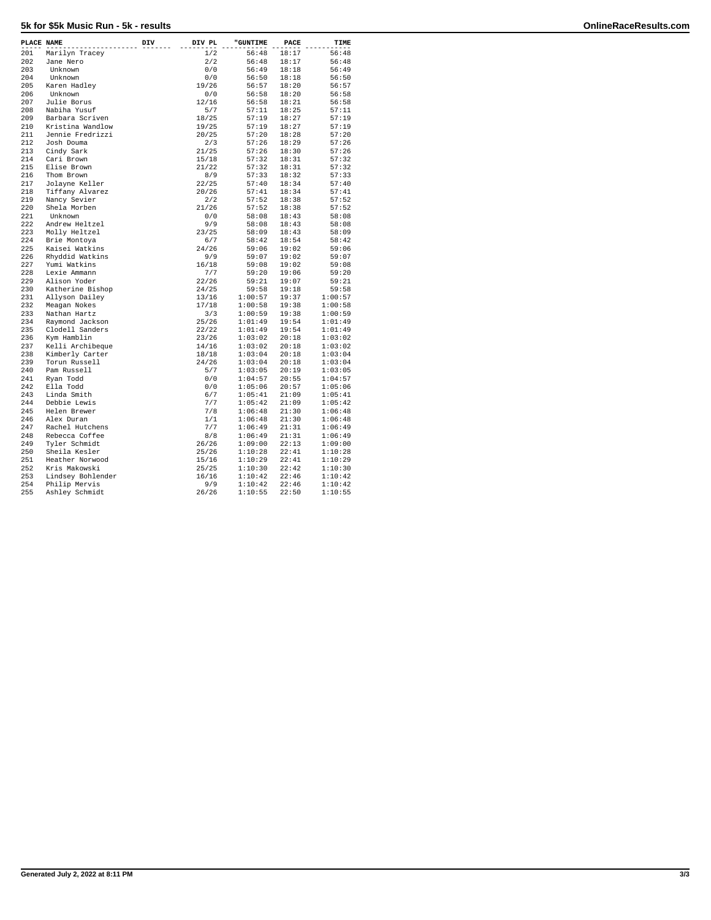| PLACE | NAME | DIV | DIV PL | "GUNTIME | PACE | TIME |
|---|---|---|---|---|---|---|
| 201 | Marilyn Tracey | | 1/2 | 56:48 | 18:17 | 56:48 |
| 202 | Jane Nero | | 2/2 | 56:48 | 18:17 | 56:48 |
| 203 | Unknown | | 0/0 | 56:49 | 18:18 | 56:49 |
| 204 | Unknown | | 0/0 | 56:50 | 18:18 | 56:50 |
| 205 | Karen Hadley | | 19/26 | 56:57 | 18:20 | 56:57 |
| 206 | Unknown | | 0/0 | 56:58 | 18:20 | 56:58 |
| 207 | Julie Borus | | 12/16 | 56:58 | 18:21 | 56:58 |
| 208 | Nabiha Yusuf | | 5/7 | 57:11 | 18:25 | 57:11 |
| 209 | Barbara Scriven | | 18/25 | 57:19 | 18:27 | 57:19 |
| 210 | Kristina Wandlow | | 19/25 | 57:19 | 18:27 | 57:19 |
| 211 | Jennie Fredrizzi | | 20/25 | 57:20 | 18:28 | 57:20 |
| 212 | Josh Douma | | 2/3 | 57:26 | 18:29 | 57:26 |
| 213 | Cindy Sark | | 21/25 | 57:26 | 18:30 | 57:26 |
| 214 | Cari Brown | | 15/18 | 57:32 | 18:31 | 57:32 |
| 215 | Elise Brown | | 21/22 | 57:32 | 18:31 | 57:32 |
| 216 | Thom Brown | | 8/9 | 57:33 | 18:32 | 57:33 |
| 217 | Jolayne Keller | | 22/25 | 57:40 | 18:34 | 57:40 |
| 218 | Tiffany Alvarez | | 20/26 | 57:41 | 18:34 | 57:41 |
| 219 | Nancy Sevier | | 2/2 | 57:52 | 18:38 | 57:52 |
| 220 | Shela Morben | | 21/26 | 57:52 | 18:38 | 57:52 |
| 221 | Unknown | | 0/0 | 58:08 | 18:43 | 58:08 |
| 222 | Andrew Heltzel | | 9/9 | 58:08 | 18:43 | 58:08 |
| 223 | Molly Heltzel | | 23/25 | 58:09 | 18:43 | 58:09 |
| 224 | Brie Montoya | | 6/7 | 58:42 | 18:54 | 58:42 |
| 225 | Kaisei Watkins | | 24/26 | 59:06 | 19:02 | 59:06 |
| 226 | Rhyddid Watkins | | 9/9 | 59:07 | 19:02 | 59:07 |
| 227 | Yumi Watkins | | 16/18 | 59:08 | 19:02 | 59:08 |
| 228 | Lexie Ammann | | 7/7 | 59:20 | 19:06 | 59:20 |
| 229 | Alison Yoder | | 22/26 | 59:21 | 19:07 | 59:21 |
| 230 | Katherine Bishop | | 24/25 | 59:58 | 19:18 | 59:58 |
| 231 | Allyson Dailey | | 13/16 | 1:00:57 | 19:37 | 1:00:57 |
| 232 | Meagan Nokes | | 17/18 | 1:00:58 | 19:38 | 1:00:58 |
| 233 | Nathan Hartz | | 3/3 | 1:00:59 | 19:38 | 1:00:59 |
| 234 | Raymond Jackson | | 25/26 | 1:01:49 | 19:54 | 1:01:49 |
| 235 | Clodell Sanders | | 22/22 | 1:01:49 | 19:54 | 1:01:49 |
| 236 | Kym Hamblin | | 23/26 | 1:03:02 | 20:18 | 1:03:02 |
| 237 | Kelli Archibeque | | 14/16 | 1:03:02 | 20:18 | 1:03:02 |
| 238 | Kimberly Carter | | 18/18 | 1:03:04 | 20:18 | 1:03:04 |
| 239 | Torun Russell | | 24/26 | 1:03:04 | 20:18 | 1:03:04 |
| 240 | Pam Russell | | 5/7 | 1:03:05 | 20:19 | 1:03:05 |
| 241 | Ryan Todd | | 0/0 | 1:04:57 | 20:55 | 1:04:57 |
| 242 | Ella Todd | | 0/0 | 1:05:06 | 20:57 | 1:05:06 |
| 243 | Linda Smith | | 6/7 | 1:05:41 | 21:09 | 1:05:41 |
| 244 | Debbie Lewis | | 7/7 | 1:05:42 | 21:09 | 1:05:42 |
| 245 | Helen Brewer | | 7/8 | 1:06:48 | 21:30 | 1:06:48 |
| 246 | Alex Duran | | 1/1 | 1:06:48 | 21:30 | 1:06:48 |
| 247 | Rachel Hutchens | | 7/7 | 1:06:49 | 21:31 | 1:06:49 |
| 248 | Rebecca Coffee | | 8/8 | 1:06:49 | 21:31 | 1:06:49 |
| 249 | Tyler Schmidt | | 26/26 | 1:09:00 | 22:13 | 1:09:00 |
| 250 | Sheila Kesler | | 25/26 | 1:10:28 | 22:41 | 1:10:28 |
| 251 | Heather Norwood | | 15/16 | 1:10:29 | 22:41 | 1:10:29 |
| 252 | Kris Makowski | | 25/25 | 1:10:30 | 22:42 | 1:10:30 |
| 253 | Lindsey Bohlender | | 16/16 | 1:10:42 | 22:46 | 1:10:42 |
| 254 | Philip Mervis | | 9/9 | 1:10:42 | 22:46 | 1:10:42 |
| 255 | Ashley Schmidt | | 26/26 | 1:10:55 | 22:50 | 1:10:55 |